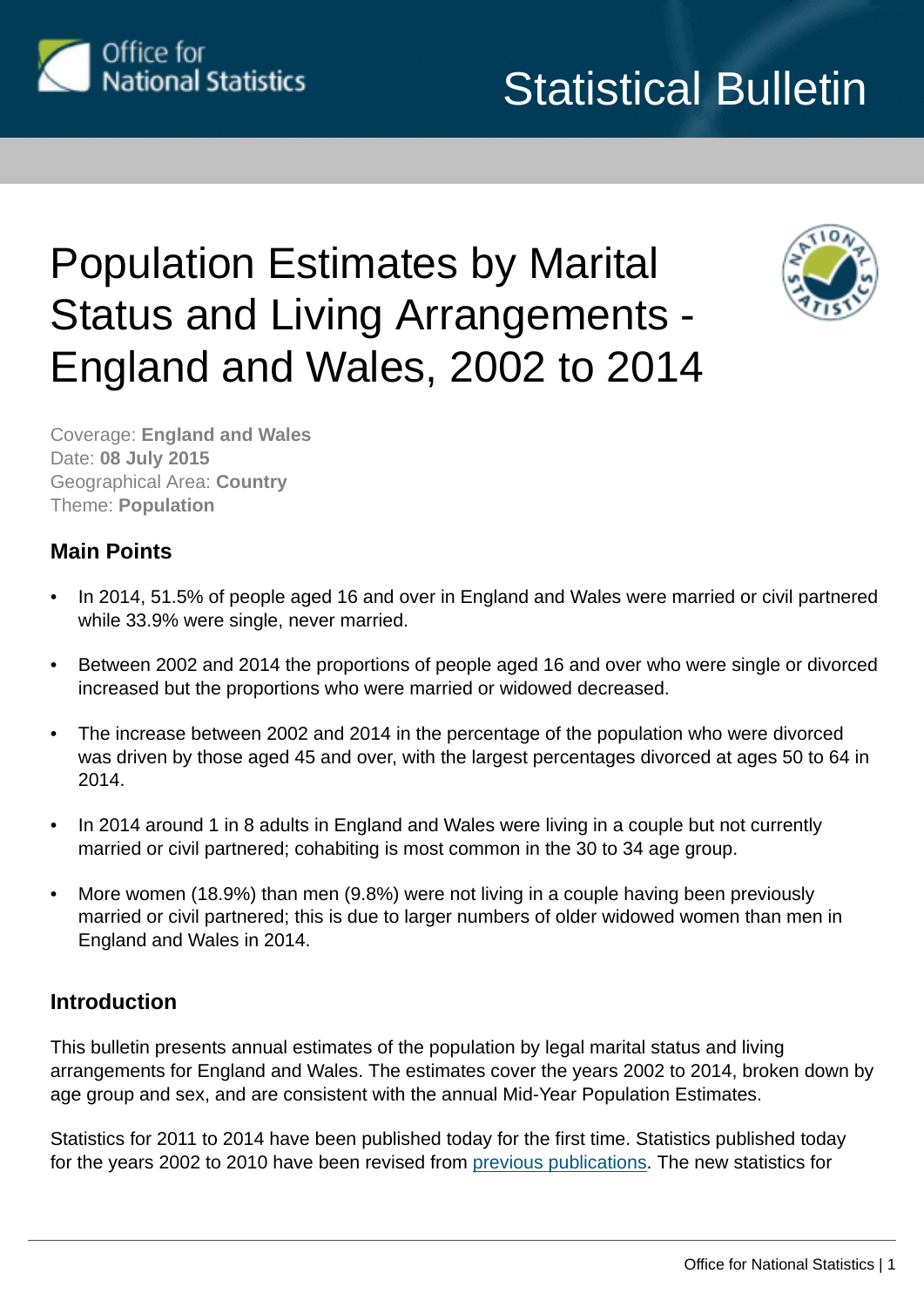Office for National Statistics

Statistical Bulletin

# Population Estimates by Marital Status and Living Arrangements - England and Wales, 2002 to 2014

Coverage: **England and Wales**
Date: **08 July 2015**
Geographical Area: **Country**
Theme: **Population**

## Main Points

- In 2014, 51.5% of people aged 16 and over in England and Wales were married or civil partnered while 33.9% were single, never married.
- Between 2002 and 2014 the proportions of people aged 16 and over who were single or divorced increased but the proportions who were married or widowed decreased.
- The increase between 2002 and 2014 in the percentage of the population who were divorced was driven by those aged 45 and over, with the largest percentages divorced at ages 50 to 64 in 2014.
- In 2014 around 1 in 8 adults in England and Wales were living in a couple but not currently married or civil partnered; cohabiting is most common in the 30 to 34 age group.
- More women (18.9%) than men (9.8%) were not living in a couple having been previously married or civil partnered; this is due to larger numbers of older widowed women than men in England and Wales in 2014.

## Introduction

This bulletin presents annual estimates of the population by legal marital status and living arrangements for England and Wales. The estimates cover the years 2002 to 2014, broken down by age group and sex, and are consistent with the annual Mid-Year Population Estimates.

Statistics for 2011 to 2014 have been published today for the first time. Statistics published today for the years 2002 to 2010 have been revised from previous publications. The new statistics for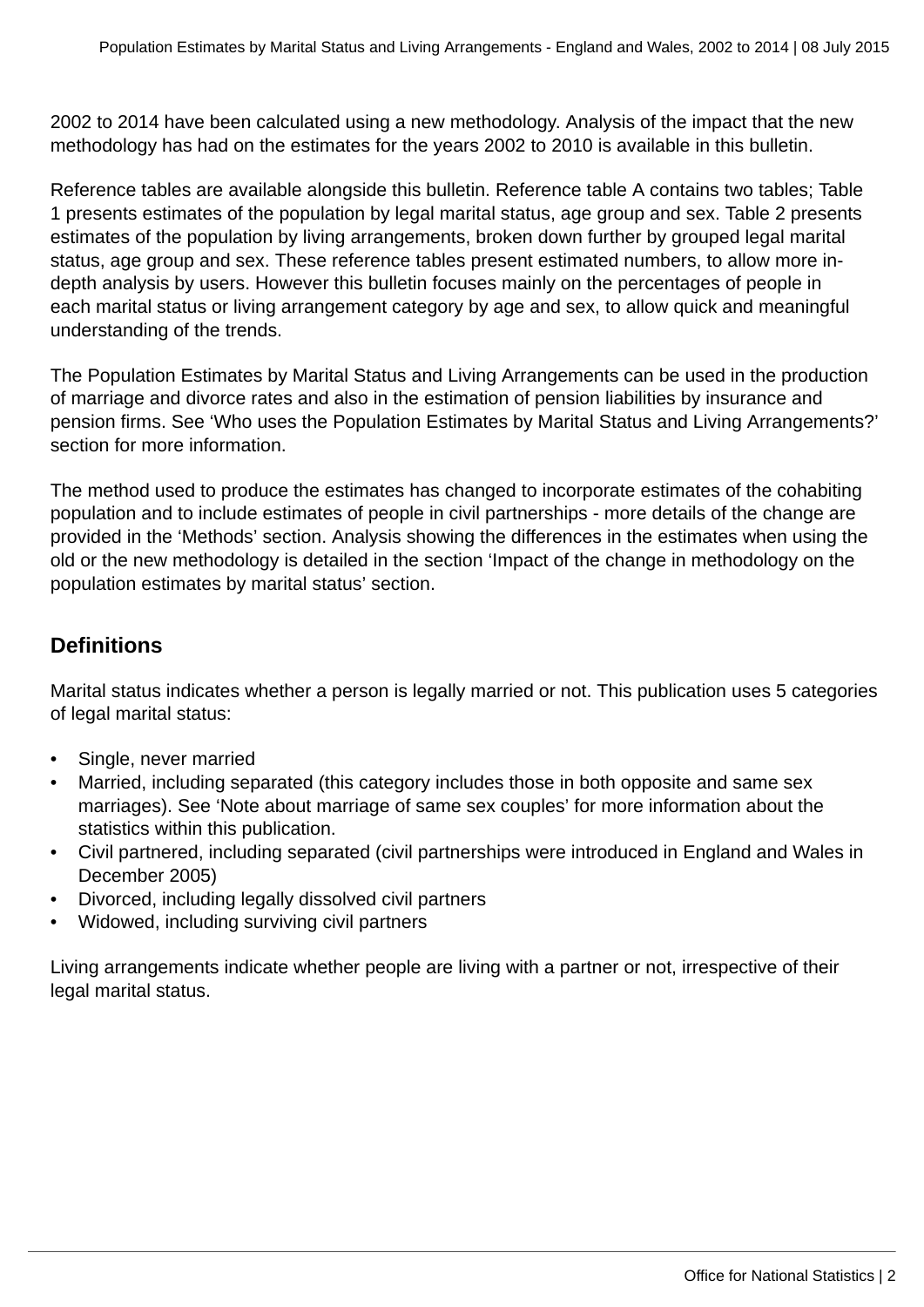2002 to 2014 have been calculated using a new methodology. Analysis of the impact that the new methodology has had on the estimates for the years 2002 to 2010 is available in this bulletin.

Reference tables are available alongside this bulletin. Reference table A contains two tables; Table 1 presents estimates of the population by legal marital status, age group and sex. Table 2 presents estimates of the population by living arrangements, broken down further by grouped legal marital status, age group and sex. These reference tables present estimated numbers, to allow more in-depth analysis by users. However this bulletin focuses mainly on the percentages of people in each marital status or living arrangement category by age and sex, to allow quick and meaningful understanding of the trends.

The Population Estimates by Marital Status and Living Arrangements can be used in the production of marriage and divorce rates and also in the estimation of pension liabilities by insurance and pension firms. See 'Who uses the Population Estimates by Marital Status and Living Arrangements?' section for more information.

The method used to produce the estimates has changed to incorporate estimates of the cohabiting population and to include estimates of people in civil partnerships - more details of the change are provided in the 'Methods' section. Analysis showing the differences in the estimates when using the old or the new methodology is detailed in the section 'Impact of the change in methodology on the population estimates by marital status' section.

## Definitions

Marital status indicates whether a person is legally married or not. This publication uses 5 categories of legal marital status:

- Single, never married
- Married, including separated (this category includes those in both opposite and same sex marriages). See 'Note about marriage of same sex couples' for more information about the statistics within this publication.
- Civil partnered, including separated (civil partnerships were introduced in England and Wales in December 2005)
- Divorced, including legally dissolved civil partners
- Widowed, including surviving civil partners

Living arrangements indicate whether people are living with a partner or not, irrespective of their legal marital status.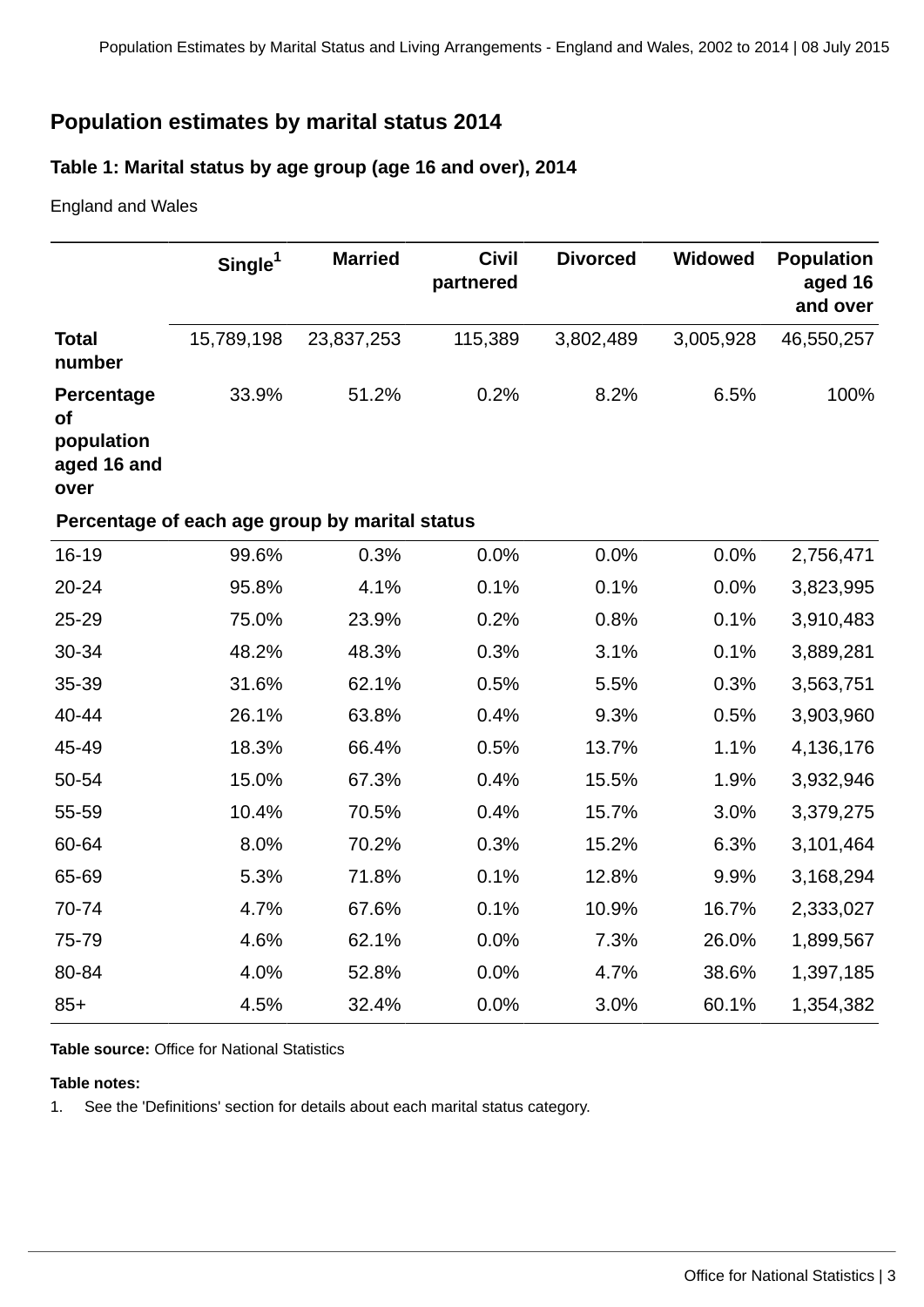## Population estimates by marital status 2014

### Table 1: Marital status by age group (age 16 and over), 2014

England and Wales

| | Single[1] | Married | Civil partnered | Divorced | Widowed | Population aged 16 and over |
|---|---|---|---|---|---|---|
| **Total number** | 15,789,198 | 23,837,253 | 115,389 | 3,802,489 | 3,005,928 | 46,550,257 |
| **Percentage of population aged 16 and over** | 33.9% | 51.2% | 0.2% | 8.2% | 6.5% | 100% |
| **Percentage of each age group by marital status** | | | | | | |
| 16-19 | 99.6% | 0.3% | 0.0% | 0.0% | 0.0% | 2,756,471 |
| 20-24 | 95.8% | 4.1% | 0.1% | 0.1% | 0.0% | 3,823,995 |
| 25-29 | 75.0% | 23.9% | 0.2% | 0.8% | 0.1% | 3,910,483 |
| 30-34 | 48.2% | 48.3% | 0.3% | 3.1% | 0.1% | 3,889,281 |
| 35-39 | 31.6% | 62.1% | 0.5% | 5.5% | 0.3% | 3,563,751 |
| 40-44 | 26.1% | 63.8% | 0.4% | 9.3% | 0.5% | 3,903,960 |
| 45-49 | 18.3% | 66.4% | 0.5% | 13.7% | 1.1% | 4,136,176 |
| 50-54 | 15.0% | 67.3% | 0.4% | 15.5% | 1.9% | 3,932,946 |
| 55-59 | 10.4% | 70.5% | 0.4% | 15.7% | 3.0% | 3,379,275 |
| 60-64 | 8.0% | 70.2% | 0.3% | 15.2% | 6.3% | 3,101,464 |
| 65-69 | 5.3% | 71.8% | 0.1% | 12.8% | 9.9% | 3,168,294 |
| 70-74 | 4.7% | 67.6% | 0.1% | 10.9% | 16.7% | 2,333,027 |
| 75-79 | 4.6% | 62.1% | 0.0% | 7.3% | 26.0% | 1,899,567 |
| 80-84 | 4.0% | 52.8% | 0.0% | 4.7% | 38.6% | 1,397,185 |
| 85+ | 4.5% | 32.4% | 0.0% | 3.0% | 60.1% | 1,354,382 |

**Table source:** Office for National Statistics

**Table notes:**

1. See the 'Definitions' section for details about each marital status category.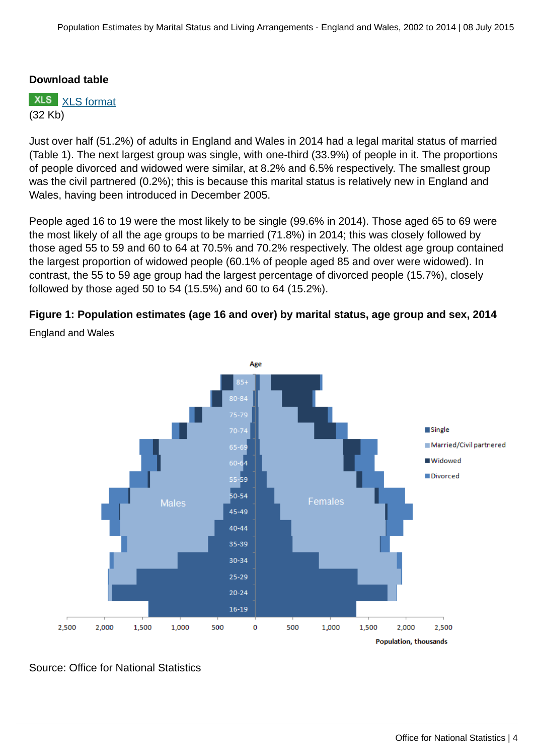**Download table**

XLS [XLS format](#)
(32 Kb)

Just over half (51.2%) of adults in England and Wales in 2014 had a legal marital status of married (Table 1). The next largest group was single, with one-third (33.9%) of people in it. The proportions of people divorced and widowed were similar, at 8.2% and 6.5% respectively. The smallest group was the civil partnered (0.2%); this is because this marital status is relatively new in England and Wales, having been introduced in December 2005.

People aged 16 to 19 were the most likely to be single (99.6% in 2014). Those aged 65 to 69 were the most likely of all the age groups to be married (71.8%) in 2014; this was closely followed by those aged 55 to 59 and 60 to 64 at 70.5% and 70.2% respectively. The oldest age group contained the largest proportion of widowed people (60.1% of people aged 85 and over were widowed). In contrast, the 55 to 59 age group had the largest percentage of divorced people (15.7%), closely followed by those aged 50 to 54 (15.5%) and 60 to 64 (15.2%).

**Figure 1: Population estimates (age 16 and over) by marital status, age group and sex, 2014**

England and Wales

Source: Office for National Statistics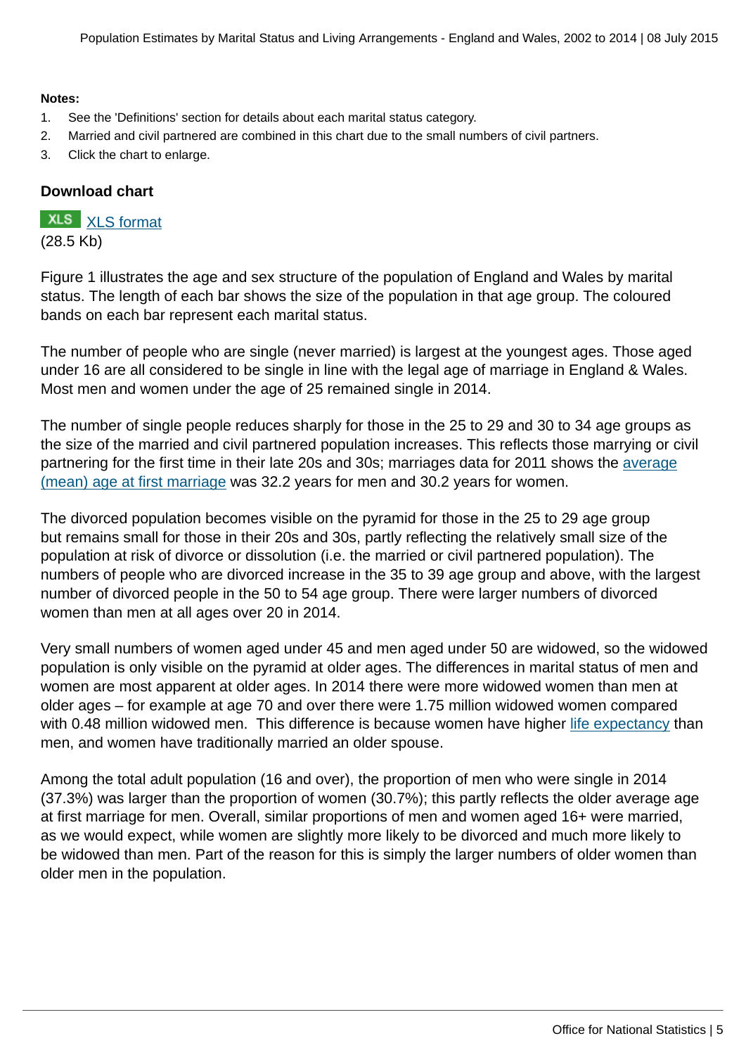**Notes:**

1. See the 'Definitions' section for details about each marital status category.
2. Married and civil partnered are combined in this chart due to the small numbers of civil partners.
3. Click the chart to enlarge.

**Download chart**

XLS [XLS format](#)
(28.5 Kb)

Figure 1 illustrates the age and sex structure of the population of England and Wales by marital status. The length of each bar shows the size of the population in that age group. The coloured bands on each bar represent each marital status.

The number of people who are single (never married) is largest at the youngest ages. Those aged under 16 are all considered to be single in line with the legal age of marriage in England & Wales. Most men and women under the age of 25 remained single in 2014.

The number of single people reduces sharply for those in the 25 to 29 and 30 to 34 age groups as the size of the married and civil partnered population increases. This reflects those marrying or civil partnering for the first time in their late 20s and 30s; marriages data for 2011 shows the [average (mean) age at first marriage](#) was 32.2 years for men and 30.2 years for women.

The divorced population becomes visible on the pyramid for those in the 25 to 29 age group but remains small for those in their 20s and 30s, partly reflecting the relatively small size of the population at risk of divorce or dissolution (i.e. the married or civil partnered population). The numbers of people who are divorced increase in the 35 to 39 age group and above, with the largest number of divorced people in the 50 to 54 age group. There were larger numbers of divorced women than men at all ages over 20 in 2014.

Very small numbers of women aged under 45 and men aged under 50 are widowed, so the widowed population is only visible on the pyramid at older ages. The differences in marital status of men and women are most apparent at older ages. In 2014 there were more widowed women than men at older ages – for example at age 70 and over there were 1.75 million widowed women compared with 0.48 million widowed men. This difference is because women have higher [life expectancy](#) than men, and women have traditionally married an older spouse.

Among the total adult population (16 and over), the proportion of men who were single in 2014 (37.3%) was larger than the proportion of women (30.7%); this partly reflects the older average age at first marriage for men. Overall, similar proportions of men and women aged 16+ were married, as we would expect, while women are slightly more likely to be divorced and much more likely to be widowed than men. Part of the reason for this is simply the larger numbers of older women than older men in the population.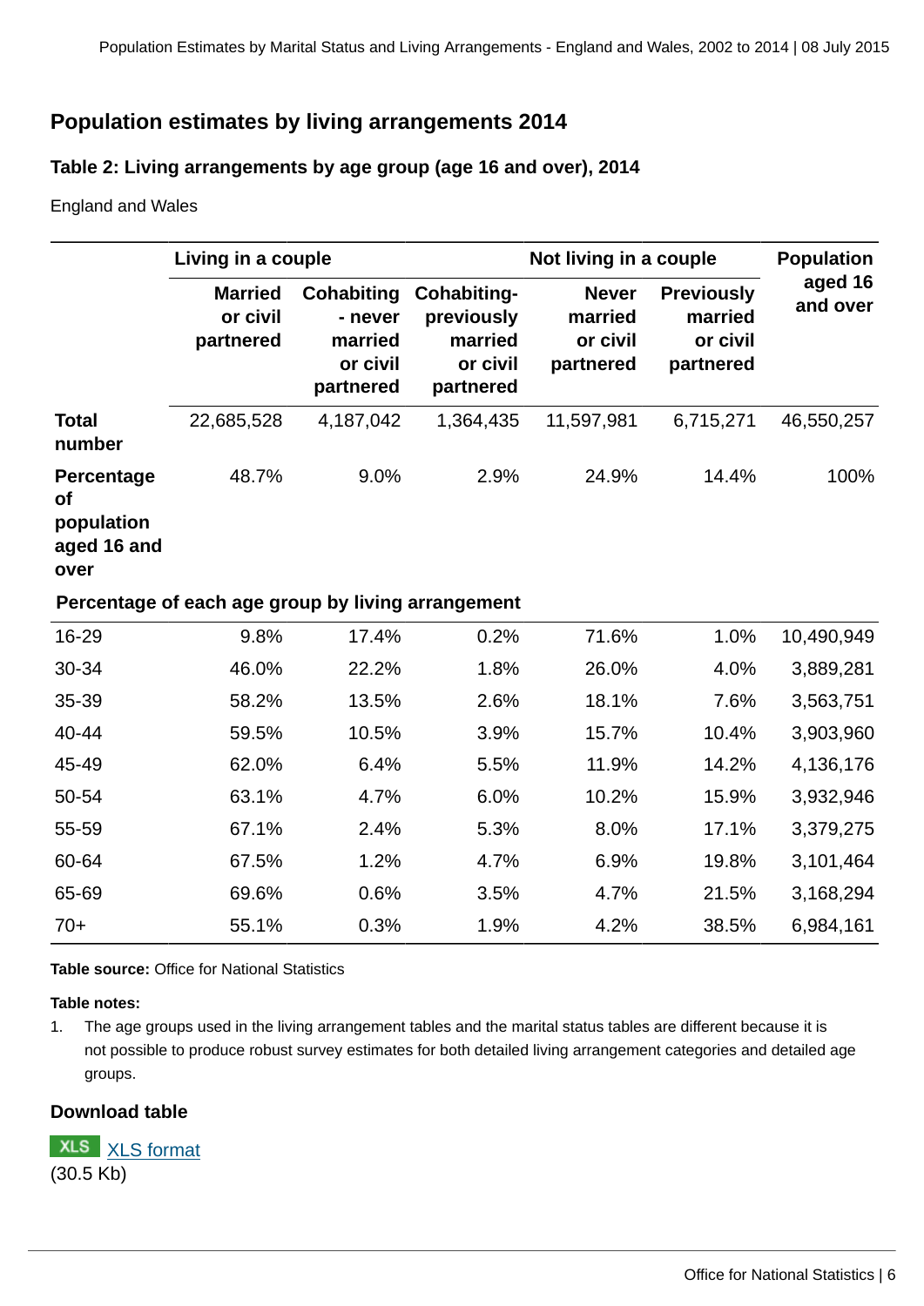## Population estimates by living arrangements 2014

### Table 2: Living arrangements by age group (age 16 and over), 2014

England and Wales

| | Living in a couple | | | Not living in a couple | | Population aged 16 and over |
|---|---|---|---|---|---|---|
| | Married or civil partnered | Cohabiting - never married or civil partnered | Cohabiting-previously married or civil partnered | Never married or civil partnered | Previously married or civil partnered | |
| **Total number** | 22,685,528 | 4,187,042 | 1,364,435 | 11,597,981 | 6,715,271 | 46,550,257 |
| **Percentage of population aged 16 and over** | 48.7% | 9.0% | 2.9% | 24.9% | 14.4% | 100% |
| **Percentage of each age group by living arrangement** | | | | | | |
| 16-29 | 9.8% | 17.4% | 0.2% | 71.6% | 1.0% | 10,490,949 |
| 30-34 | 46.0% | 22.2% | 1.8% | 26.0% | 4.0% | 3,889,281 |
| 35-39 | 58.2% | 13.5% | 2.6% | 18.1% | 7.6% | 3,563,751 |
| 40-44 | 59.5% | 10.5% | 3.9% | 15.7% | 10.4% | 3,903,960 |
| 45-49 | 62.0% | 6.4% | 5.5% | 11.9% | 14.2% | 4,136,176 |
| 50-54 | 63.1% | 4.7% | 6.0% | 10.2% | 15.9% | 3,932,946 |
| 55-59 | 67.1% | 2.4% | 5.3% | 8.0% | 17.1% | 3,379,275 |
| 60-64 | 67.5% | 1.2% | 4.7% | 6.9% | 19.8% | 3,101,464 |
| 65-69 | 69.6% | 0.6% | 3.5% | 4.7% | 21.5% | 3,168,294 |
| 70+ | 55.1% | 0.3% | 1.9% | 4.2% | 38.5% | 6,984,161 |

**Table source:** Office for National Statistics

**Table notes:**

1. The age groups used in the living arrangement tables and the marital status tables are different because it is not possible to produce robust survey estimates for both detailed living arrangement categories and detailed age groups.

**Download table**

XLS XLS format
(30.5 Kb)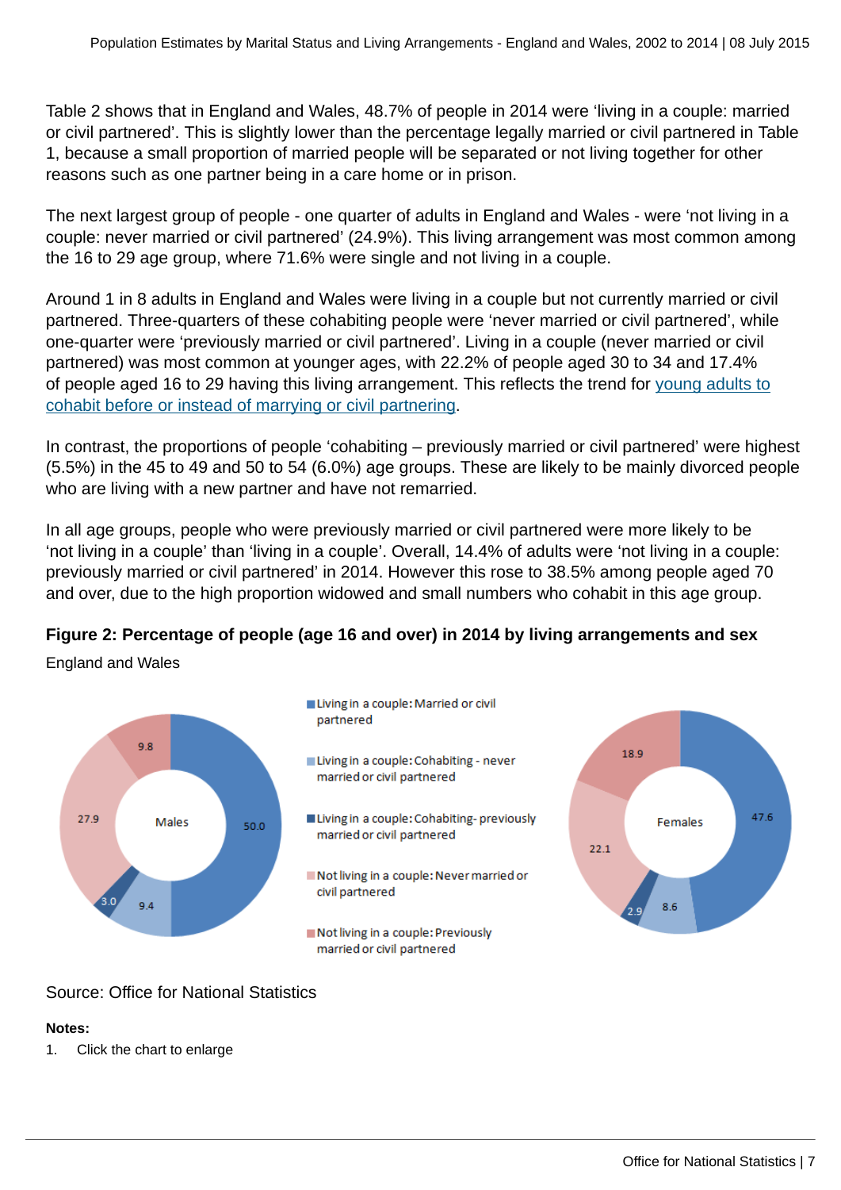Table 2 shows that in England and Wales, 48.7% of people in 2014 were 'living in a couple: married or civil partnered'. This is slightly lower than the percentage legally married or civil partnered in Table 1, because a small proportion of married people will be separated or not living together for other reasons such as one partner being in a care home or in prison.

The next largest group of people - one quarter of adults in England and Wales - were 'not living in a couple: never married or civil partnered' (24.9%). This living arrangement was most common among the 16 to 29 age group, where 71.6% were single and not living in a couple.

Around 1 in 8 adults in England and Wales were living in a couple but not currently married or civil partnered. Three-quarters of these cohabiting people were 'never married or civil partnered', while one-quarter were 'previously married or civil partnered'. Living in a couple (never married or civil partnered) was most common at younger ages, with 22.2% of people aged 30 to 34 and 17.4% of people aged 16 to 29 having this living arrangement. This reflects the trend for young adults to cohabit before or instead of marrying or civil partnering.

In contrast, the proportions of people 'cohabiting – previously married or civil partnered' were highest (5.5%) in the 45 to 49 and 50 to 54 (6.0%) age groups. These are likely to be mainly divorced people who are living with a new partner and have not remarried.

In all age groups, people who were previously married or civil partnered were more likely to be 'not living in a couple' than 'living in a couple'. Overall, 14.4% of adults were 'not living in a couple: previously married or civil partnered' in 2014. However this rose to 38.5% among people aged 70 and over, due to the high proportion widowed and small numbers who cohabit in this age group.

**Figure 2: Percentage of people (age 16 and over) in 2014 by living arrangements and sex**

England and Wales

| Living arrangement | Males | Females |
|---|---|---|
| Living in a couple: Married or civil partnered | 50.0 | 47.6 |
| Living in a couple: Cohabiting - never married or civil partnered | 9.4 | 8.6 |
| Living in a couple: Cohabiting- previously married or civil partnered | 3.0 | 2.9 |
| Not living in a couple: Never married or civil partnered | 27.9 | 22.1 |
| Not living in a couple: Previously married or civil partnered | 9.8 | 18.9 |

Source: Office for National Statistics

**Notes:**

1. Click the chart to enlarge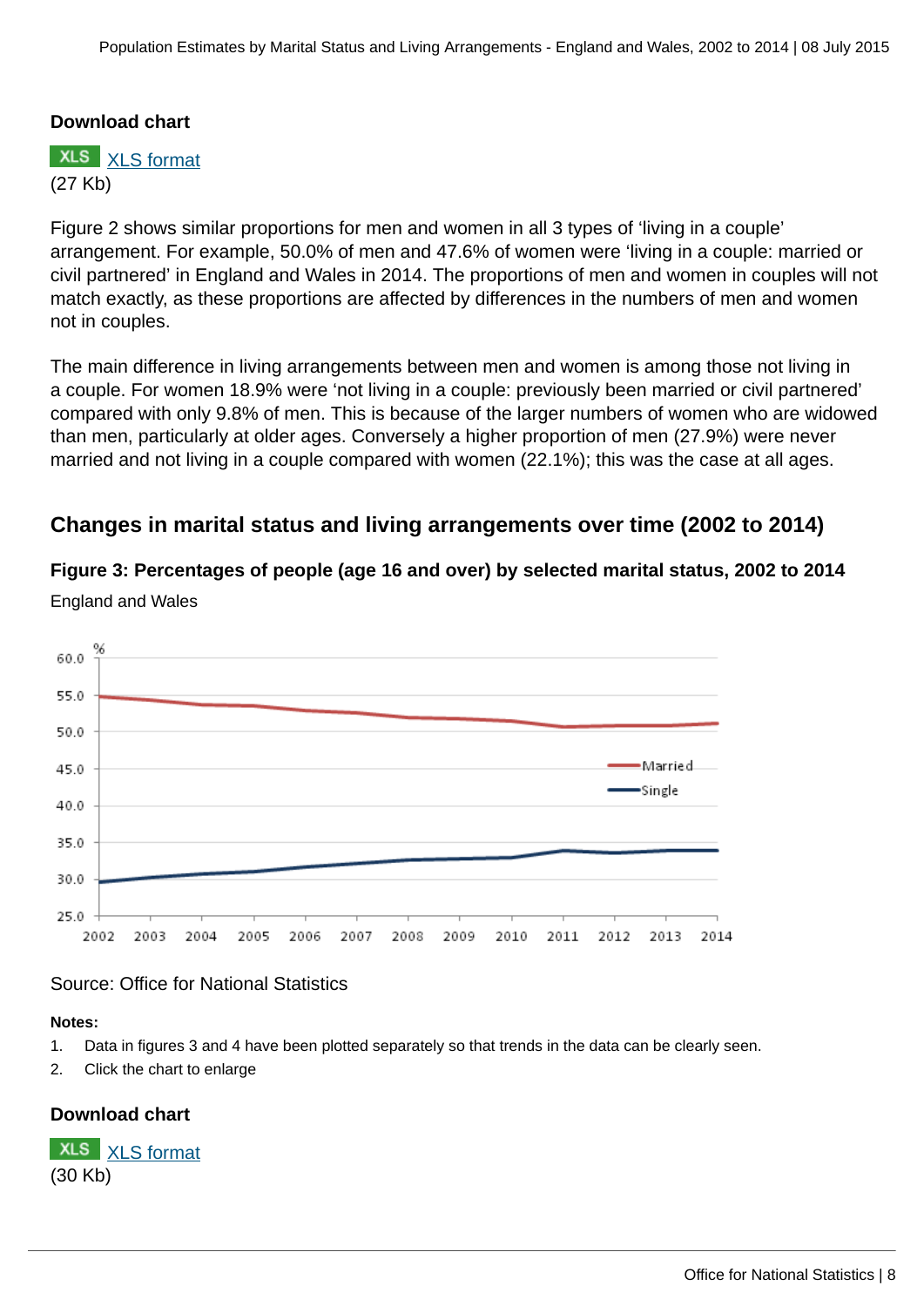**Download chart**

XLS [XLS format](#)
(27 Kb)

Figure 2 shows similar proportions for men and women in all 3 types of 'living in a couple' arrangement. For example, 50.0% of men and 47.6% of women were 'living in a couple: married or civil partnered' in England and Wales in 2014. The proportions of men and women in couples will not match exactly, as these proportions are affected by differences in the numbers of men and women not in couples.

The main difference in living arrangements between men and women is among those not living in a couple. For women 18.9% were 'not living in a couple: previously been married or civil partnered' compared with only 9.8% of men. This is because of the larger numbers of women who are widowed than men, particularly at older ages. Conversely a higher proportion of men (27.9%) were never married and not living in a couple compared with women (22.1%); this was the case at all ages.

## Changes in marital status and living arrangements over time (2002 to 2014)

**Figure 3: Percentages of people (age 16 and over) by selected marital status, 2002 to 2014**

England and Wales

Source: Office for National Statistics

**Notes:**

1. Data in figures 3 and 4 have been plotted separately so that trends in the data can be clearly seen.
2. Click the chart to enlarge

**Download chart**

XLS [XLS format](#)
(30 Kb)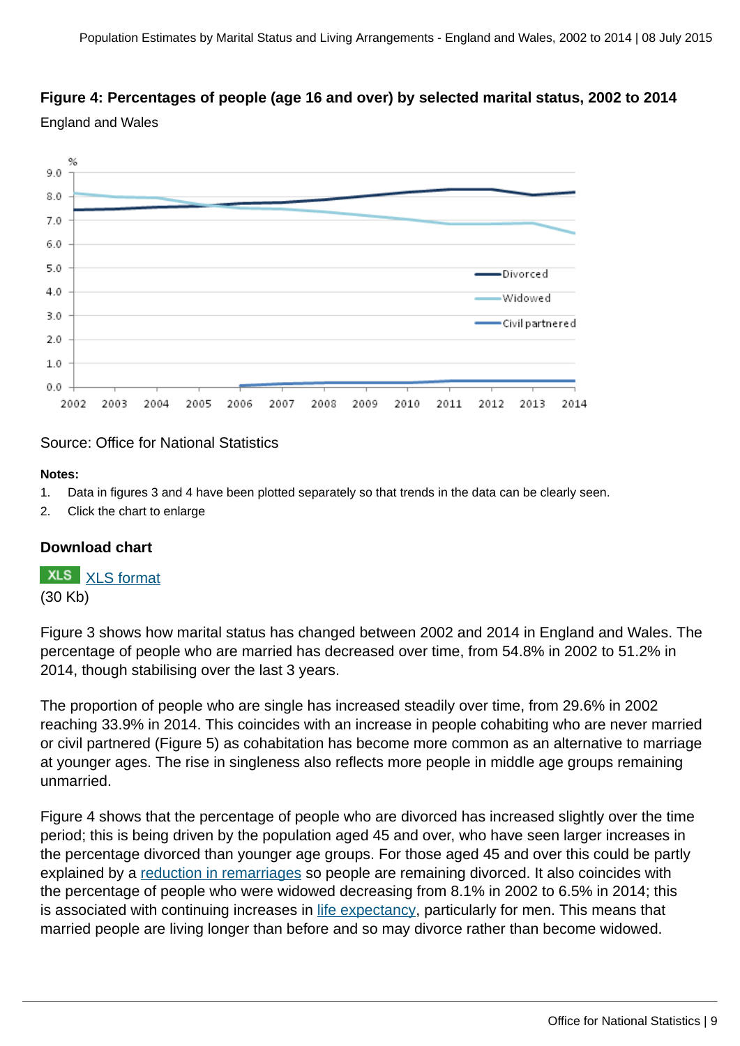### Figure 4: Percentages of people (age 16 and over) by selected marital status, 2002 to 2014

England and Wales

Source: Office for National Statistics

**Notes:**

1. Data in figures 3 and 4 have been plotted separately so that trends in the data can be clearly seen.
2. Click the chart to enlarge

### Download chart

XLS [XLS format](#)
(30 Kb)

Figure 3 shows how marital status has changed between 2002 and 2014 in England and Wales. The percentage of people who are married has decreased over time, from 54.8% in 2002 to 51.2% in 2014, though stabilising over the last 3 years.

The proportion of people who are single has increased steadily over time, from 29.6% in 2002 reaching 33.9% in 2014. This coincides with an increase in people cohabiting who are never married or civil partnered (Figure 5) as cohabitation has become more common as an alternative to marriage at younger ages. The rise in singleness also reflects more people in middle age groups remaining unmarried.

Figure 4 shows that the percentage of people who are divorced has increased slightly over the time period; this is being driven by the population aged 45 and over, who have seen larger increases in the percentage divorced than younger age groups. For those aged 45 and over this could be partly explained by a [reduction in remarriages](#) so people are remaining divorced. It also coincides with the percentage of people who were widowed decreasing from 8.1% in 2002 to 6.5% in 2014; this is associated with continuing increases in [life expectancy](#), particularly for men. This means that married people are living longer than before and so may divorce rather than become widowed.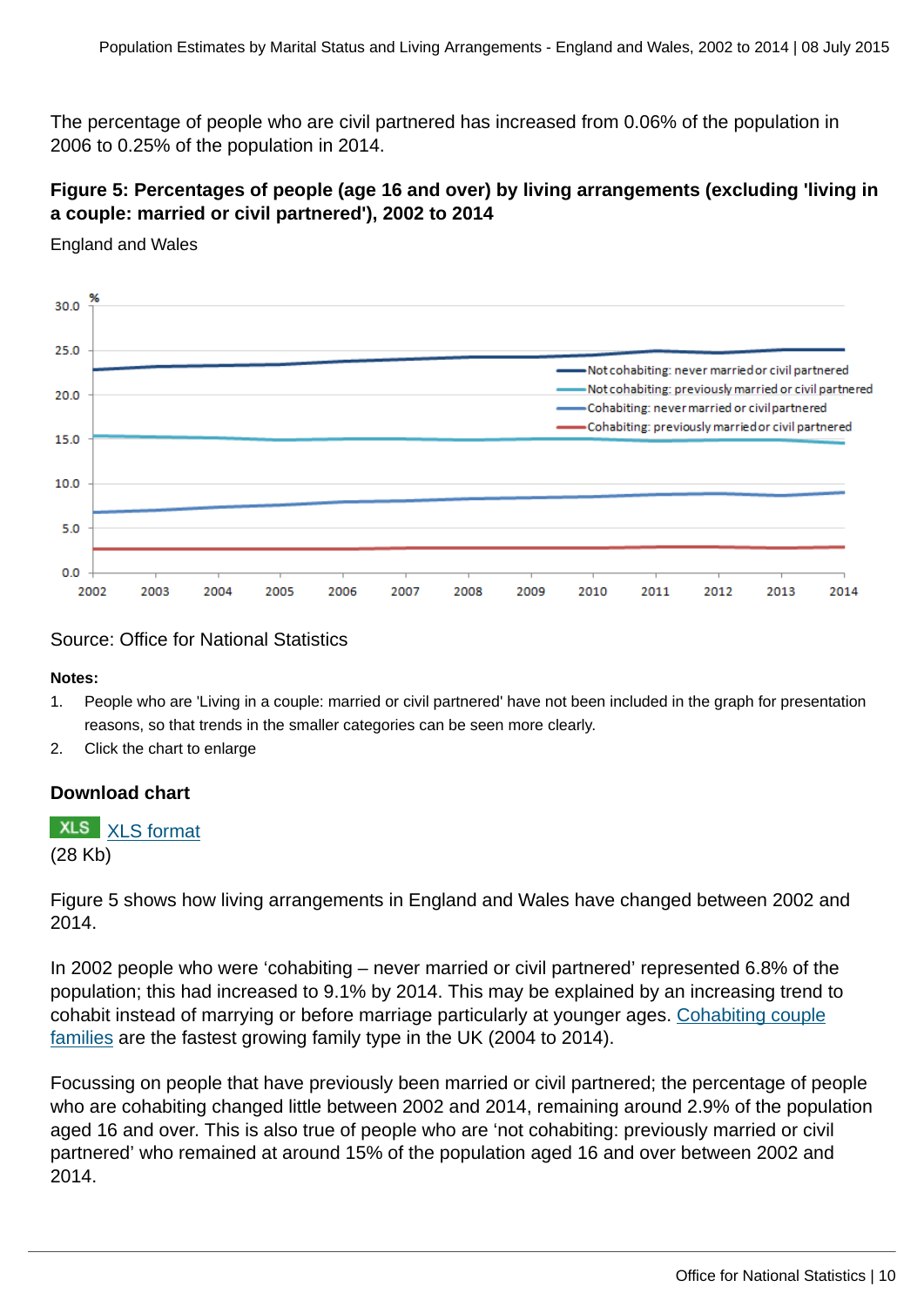The percentage of people who are civil partnered has increased from 0.06% of the population in 2006 to 0.25% of the population in 2014.

### Figure 5: Percentages of people (age 16 and over) by living arrangements (excluding 'living in a couple: married or civil partnered'), 2002 to 2014

England and Wales

Source: Office for National Statistics

**Notes:**

1. People who are 'Living in a couple: married or civil partnered' have not been included in the graph for presentation reasons, so that trends in the smaller categories can be seen more clearly.
2. Click the chart to enlarge

### Download chart

XLS [XLS format](#)
(28 Kb)

Figure 5 shows how living arrangements in England and Wales have changed between 2002 and 2014.

In 2002 people who were 'cohabiting – never married or civil partnered' represented 6.8% of the population; this had increased to 9.1% by 2014. This may be explained by an increasing trend to cohabit instead of marrying or before marriage particularly at younger ages. [Cohabiting couple families](#) are the fastest growing family type in the UK (2004 to 2014).

Focussing on people that have previously been married or civil partnered; the percentage of people who are cohabiting changed little between 2002 and 2014, remaining around 2.9% of the population aged 16 and over. This is also true of people who are 'not cohabiting: previously married or civil partnered' who remained at around 15% of the population aged 16 and over between 2002 and 2014.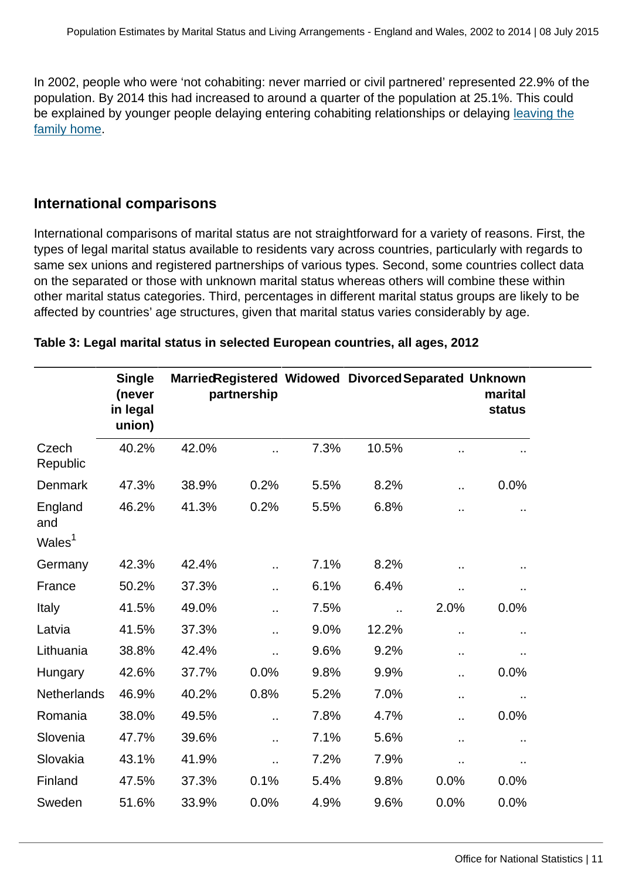In 2002, people who were 'not cohabiting: never married or civil partnered' represented 22.9% of the population. By 2014 this had increased to around a quarter of the population at 25.1%. This could be explained by younger people delaying entering cohabiting relationships or delaying leaving the family home.

## International comparisons

International comparisons of marital status are not straightforward for a variety of reasons. First, the types of legal marital status available to residents vary across countries, particularly with regards to same sex unions and registered partnerships of various types. Second, some countries collect data on the separated or those with unknown marital status whereas others will combine these within other marital status categories. Third, percentages in different marital status groups are likely to be affected by countries' age structures, given that marital status varies considerably by age.

**Table 3: Legal marital status in selected European countries, all ages, 2012**

| | Single (never in legal union) | Married | Registered partnership | Widowed | Divorced | Separated | Unknown marital status |
|---|---|---|---|---|---|---|---|
| Czech Republic | 40.2% | 42.0% | .. | 7.3% | 10.5% | .. | .. |
| Denmark | 47.3% | 38.9% | 0.2% | 5.5% | 8.2% | .. | 0.0% |
| England and Wales[1] | 46.2% | 41.3% | 0.2% | 5.5% | 6.8% | .. | .. |
| Germany | 42.3% | 42.4% | .. | 7.1% | 8.2% | .. | .. |
| France | 50.2% | 37.3% | .. | 6.1% | 6.4% | .. | .. |
| Italy | 41.5% | 49.0% | .. | 7.5% | .. | 2.0% | 0.0% |
| Latvia | 41.5% | 37.3% | .. | 9.0% | 12.2% | .. | .. |
| Lithuania | 38.8% | 42.4% | .. | 9.6% | 9.2% | .. | .. |
| Hungary | 42.6% | 37.7% | 0.0% | 9.8% | 9.9% | .. | 0.0% |
| Netherlands | 46.9% | 40.2% | 0.8% | 5.2% | 7.0% | .. | .. |
| Romania | 38.0% | 49.5% | .. | 7.8% | 4.7% | .. | 0.0% |
| Slovenia | 47.7% | 39.6% | .. | 7.1% | 5.6% | .. | .. |
| Slovakia | 43.1% | 41.9% | .. | 7.2% | 7.9% | .. | .. |
| Finland | 47.5% | 37.3% | 0.1% | 5.4% | 9.8% | 0.0% | 0.0% |
| Sweden | 51.6% | 33.9% | 0.0% | 4.9% | 9.6% | 0.0% | 0.0% |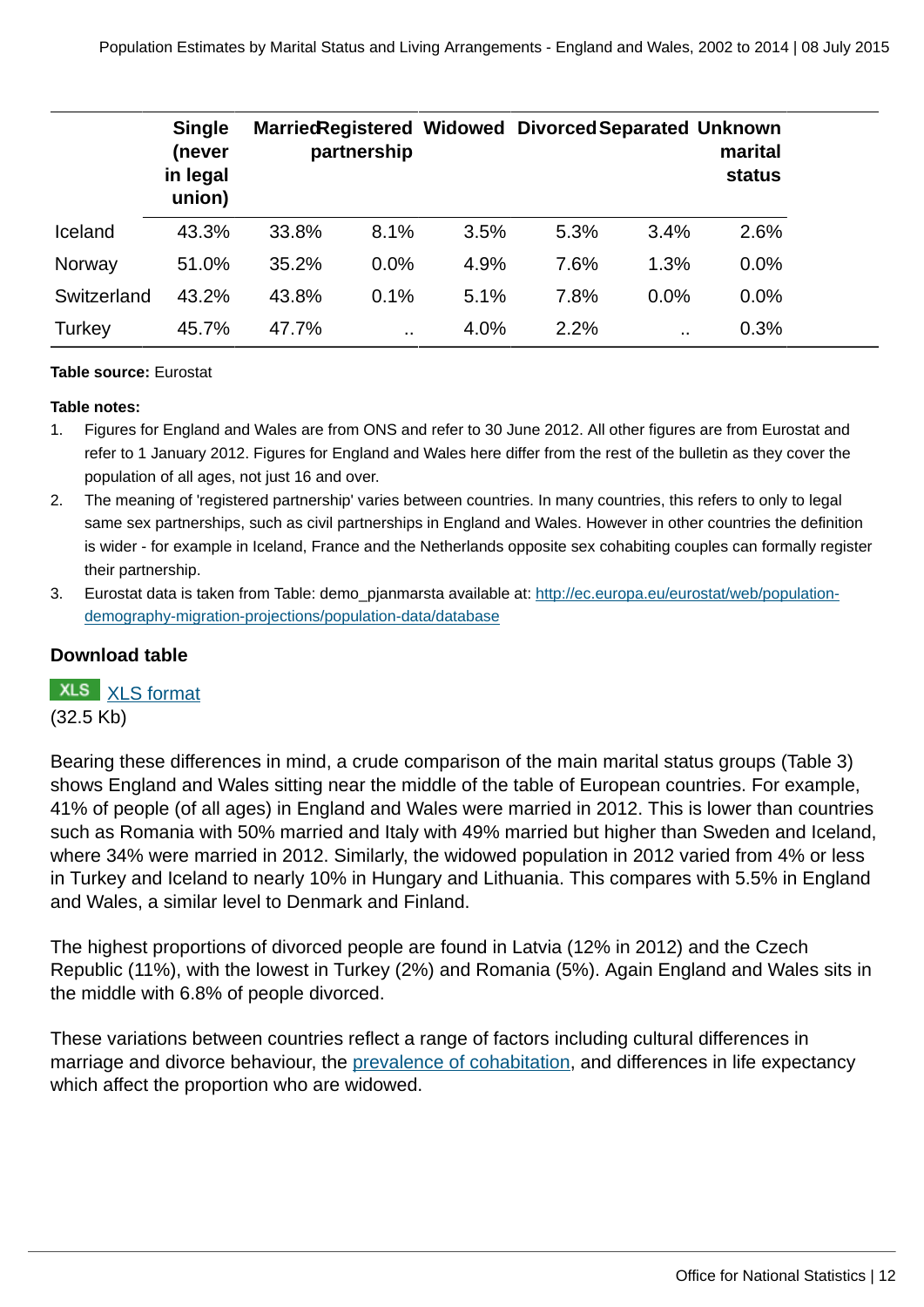| | Single (never in legal union) | Married | Registered partnership | Widowed | Divorced | Separated | Unknown marital status |
|---|---|---|---|---|---|---|---|
| Iceland | 43.3% | 33.8% | 8.1% | 3.5% | 5.3% | 3.4% | 2.6% |
| Norway | 51.0% | 35.2% | 0.0% | 4.9% | 7.6% | 1.3% | 0.0% |
| Switzerland | 43.2% | 43.8% | 0.1% | 5.1% | 7.8% | 0.0% | 0.0% |
| Turkey | 45.7% | 47.7% | .. | 4.0% | 2.2% | .. | 0.3% |

**Table source:** Eurostat

**Table notes:**

1. Figures for England and Wales are from ONS and refer to 30 June 2012. All other figures are from Eurostat and refer to 1 January 2012. Figures for England and Wales here differ from the rest of the bulletin as they cover the population of all ages, not just 16 and over.
2. The meaning of 'registered partnership' varies between countries. In many countries, this refers to only to legal same sex partnerships, such as civil partnerships in England and Wales. However in other countries the definition is wider - for example in Iceland, France and the Netherlands opposite sex cohabiting couples can formally register their partnership.
3. Eurostat data is taken from Table: demo_pjanmarsta available at: [http://ec.europa.eu/eurostat/web/population-demography-migration-projections/population-data/database](http://ec.europa.eu/eurostat/web/population-demography-migration-projections/population-data/database)

### Download table

XLS [XLS format](#)
(32.5 Kb)

Bearing these differences in mind, a crude comparison of the main marital status groups (Table 3) shows England and Wales sitting near the middle of the table of European countries. For example, 41% of people (of all ages) in England and Wales were married in 2012. This is lower than countries such as Romania with 50% married and Italy with 49% married but higher than Sweden and Iceland, where 34% were married in 2012. Similarly, the widowed population in 2012 varied from 4% or less in Turkey and Iceland to nearly 10% in Hungary and Lithuania. This compares with 5.5% in England and Wales, a similar level to Denmark and Finland.

The highest proportions of divorced people are found in Latvia (12% in 2012) and the Czech Republic (11%), with the lowest in Turkey (2%) and Romania (5%). Again England and Wales sits in the middle with 6.8% of people divorced.

These variations between countries reflect a range of factors including cultural differences in marriage and divorce behaviour, the [prevalence of cohabitation](#), and differences in life expectancy which affect the proportion who are widowed.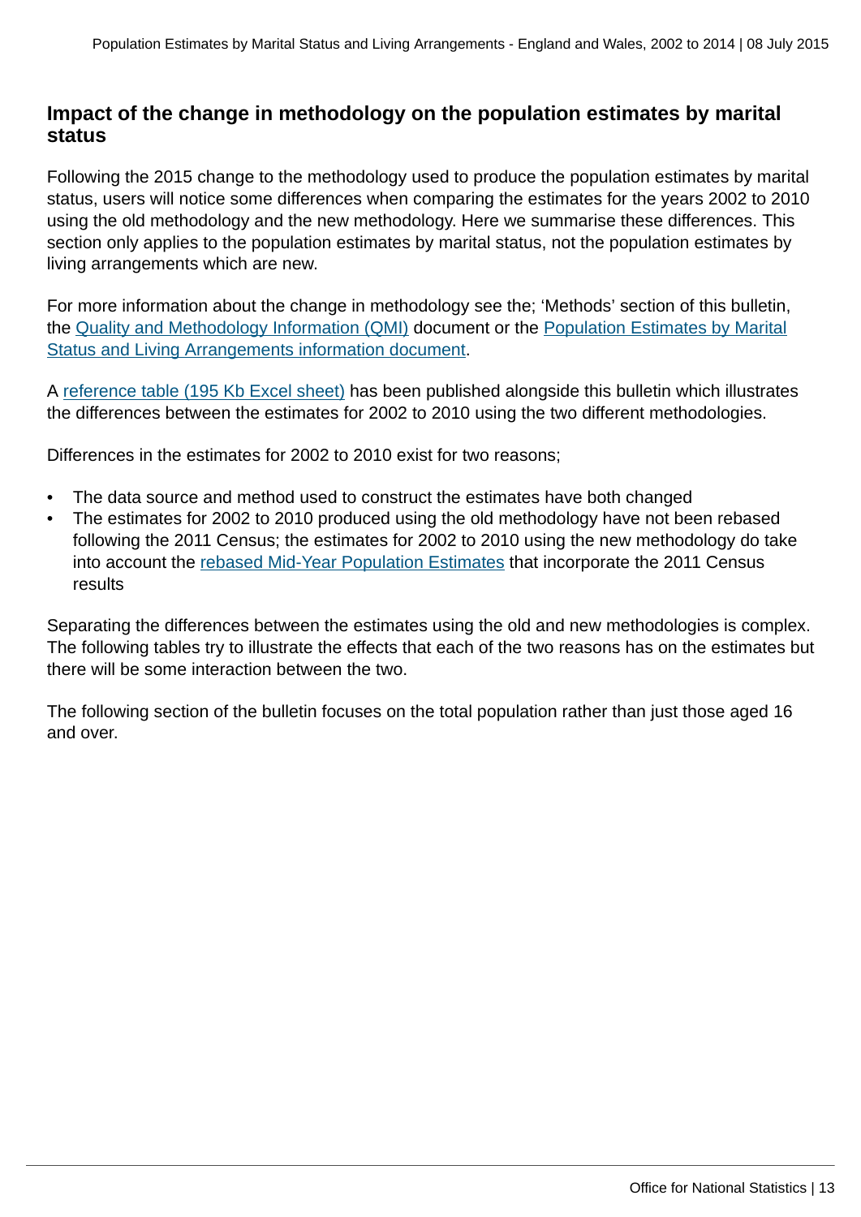### Impact of the change in methodology on the population estimates by marital status

Following the 2015 change to the methodology used to produce the population estimates by marital status, users will notice some differences when comparing the estimates for the years 2002 to 2010 using the old methodology and the new methodology. Here we summarise these differences. This section only applies to the population estimates by marital status, not the population estimates by living arrangements which are new.

For more information about the change in methodology see the; 'Methods' section of this bulletin, the Quality and Methodology Information (QMI) document or the Population Estimates by Marital Status and Living Arrangements information document.

A reference table (195 Kb Excel sheet) has been published alongside this bulletin which illustrates the differences between the estimates for 2002 to 2010 using the two different methodologies.

Differences in the estimates for 2002 to 2010 exist for two reasons;

- The data source and method used to construct the estimates have both changed
- The estimates for 2002 to 2010 produced using the old methodology have not been rebased following the 2011 Census; the estimates for 2002 to 2010 using the new methodology do take into account the rebased Mid-Year Population Estimates that incorporate the 2011 Census results

Separating the differences between the estimates using the old and new methodologies is complex. The following tables try to illustrate the effects that each of the two reasons has on the estimates but there will be some interaction between the two.

The following section of the bulletin focuses on the total population rather than just those aged 16 and over.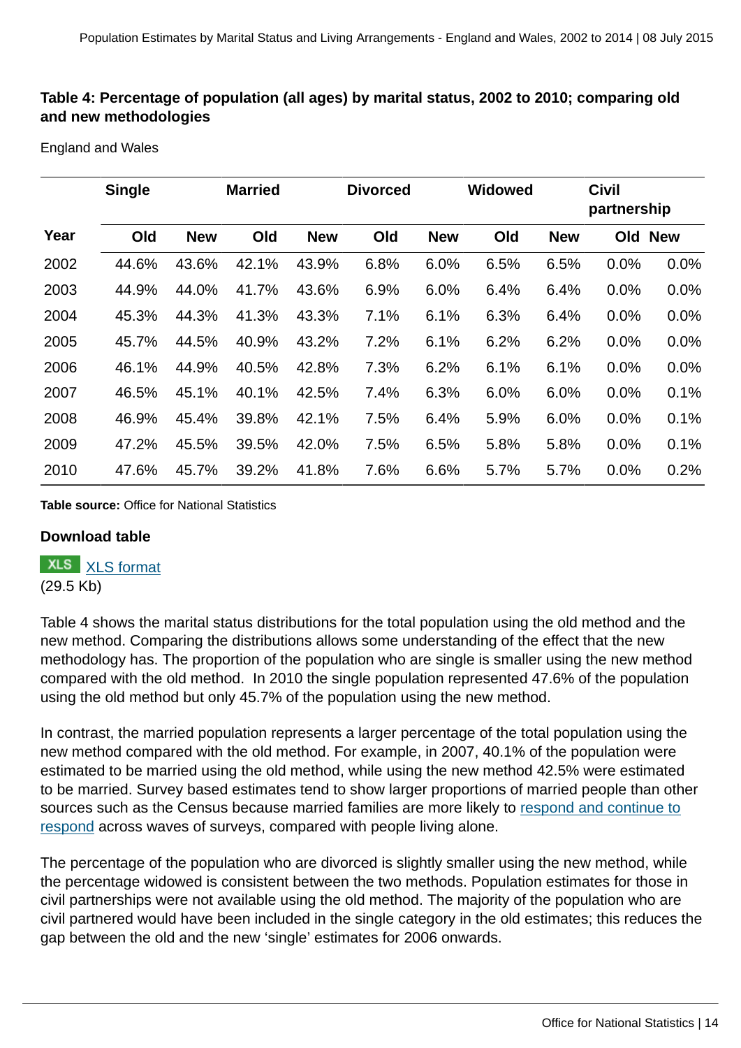### Table 4: Percentage of population (all ages) by marital status, 2002 to 2010; comparing old and new methodologies

England and Wales

| | Single | | Married | | Divorced | | Widowed | | Civil partnership | |
|---|---|---|---|---|---|---|---|---|---|---|
| **Year** | **Old** | **New** | **Old** | **New** | **Old** | **New** | **Old** | **New** | **Old** | **New** |
| 2002 | 44.6% | 43.6% | 42.1% | 43.9% | 6.8% | 6.0% | 6.5% | 6.5% | 0.0% | 0.0% |
| 2003 | 44.9% | 44.0% | 41.7% | 43.6% | 6.9% | 6.0% | 6.4% | 6.4% | 0.0% | 0.0% |
| 2004 | 45.3% | 44.3% | 41.3% | 43.3% | 7.1% | 6.1% | 6.3% | 6.4% | 0.0% | 0.0% |
| 2005 | 45.7% | 44.5% | 40.9% | 43.2% | 7.2% | 6.1% | 6.2% | 6.2% | 0.0% | 0.0% |
| 2006 | 46.1% | 44.9% | 40.5% | 42.8% | 7.3% | 6.2% | 6.1% | 6.1% | 0.0% | 0.0% |
| 2007 | 46.5% | 45.1% | 40.1% | 42.5% | 7.4% | 6.3% | 6.0% | 6.0% | 0.0% | 0.1% |
| 2008 | 46.9% | 45.4% | 39.8% | 42.1% | 7.5% | 6.4% | 5.9% | 6.0% | 0.0% | 0.1% |
| 2009 | 47.2% | 45.5% | 39.5% | 42.0% | 7.5% | 6.5% | 5.8% | 5.8% | 0.0% | 0.1% |
| 2010 | 47.6% | 45.7% | 39.2% | 41.8% | 7.6% | 6.6% | 5.7% | 5.7% | 0.0% | 0.2% |

**Table source:** Office for National Statistics

**Download table**

XLS [XLS format]
(29.5 Kb)

Table 4 shows the marital status distributions for the total population using the old method and the new method. Comparing the distributions allows some understanding of the effect that the new methodology has. The proportion of the population who are single is smaller using the new method compared with the old method. In 2010 the single population represented 47.6% of the population using the old method but only 45.7% of the population using the new method.

In contrast, the married population represents a larger percentage of the total population using the new method compared with the old method. For example, in 2007, 40.1% of the population were estimated to be married using the old method, while using the new method 42.5% were estimated to be married. Survey based estimates tend to show larger proportions of married people than other sources such as the Census because married families are more likely to respond and continue to respond across waves of surveys, compared with people living alone.

The percentage of the population who are divorced is slightly smaller using the new method, while the percentage widowed is consistent between the two methods. Population estimates for those in civil partnerships were not available using the old method. The majority of the population who are civil partnered would have been included in the single category in the old estimates; this reduces the gap between the old and the new 'single' estimates for 2006 onwards.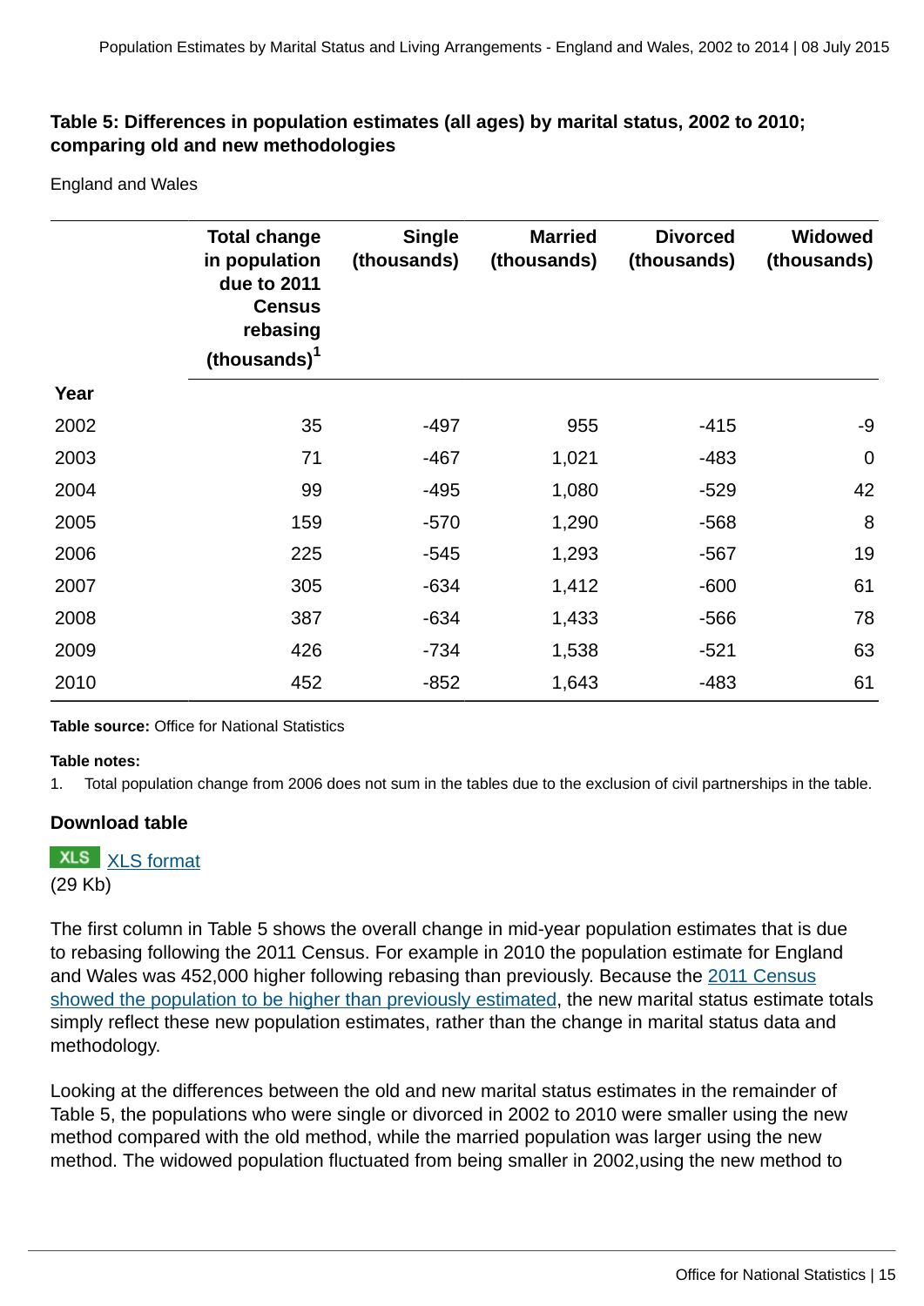### Table 5: Differences in population estimates (all ages) by marital status, 2002 to 2010; comparing old and new methodologies

England and Wales

| Year | Total change in population due to 2011 Census rebasing (thousands)[1] | Single (thousands) | Married (thousands) | Divorced (thousands) | Widowed (thousands) |
|---|---|---|---|---|---|
| 2002 | 35 | -497 | 955 | -415 | -9 |
| 2003 | 71 | -467 | 1,021 | -483 | 0 |
| 2004 | 99 | -495 | 1,080 | -529 | 42 |
| 2005 | 159 | -570 | 1,290 | -568 | 8 |
| 2006 | 225 | -545 | 1,293 | -567 | 19 |
| 2007 | 305 | -634 | 1,412 | -600 | 61 |
| 2008 | 387 | -634 | 1,433 | -566 | 78 |
| 2009 | 426 | -734 | 1,538 | -521 | 63 |
| 2010 | 452 | -852 | 1,643 | -483 | 61 |

**Table source:** Office for National Statistics

**Table notes:**

1. Total population change from 2006 does not sum in the tables due to the exclusion of civil partnerships in the table.

**Download table**

XLS [XLS format](#)
(29 Kb)

The first column in Table 5 shows the overall change in mid-year population estimates that is due to rebasing following the 2011 Census. For example in 2010 the population estimate for England and Wales was 452,000 higher following rebasing than previously. Because the [2011 Census showed the population to be higher than previously estimated](#), the new marital status estimate totals simply reflect these new population estimates, rather than the change in marital status data and methodology.

Looking at the differences between the old and new marital status estimates in the remainder of Table 5, the populations who were single or divorced in 2002 to 2010 were smaller using the new method compared with the old method, while the married population was larger using the new method. The widowed population fluctuated from being smaller in 2002,using the new method to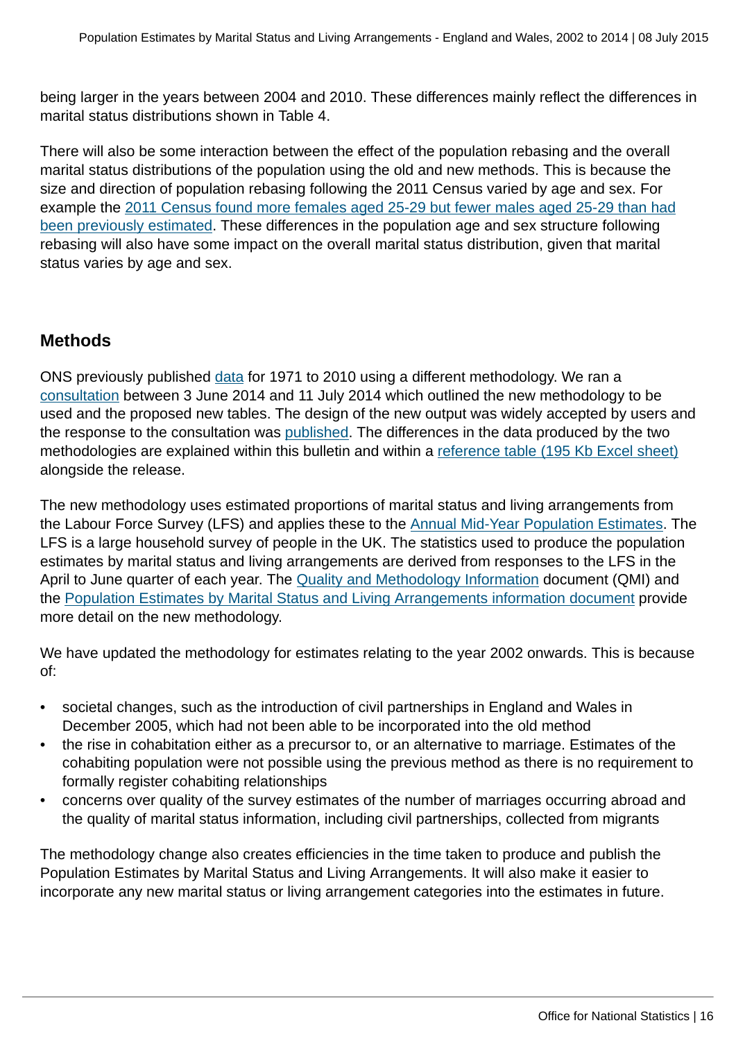being larger in the years between 2004 and 2010. These differences mainly reflect the differences in marital status distributions shown in Table 4.

There will also be some interaction between the effect of the population rebasing and the overall marital status distributions of the population using the old and new methods. This is because the size and direction of population rebasing following the 2011 Census varied by age and sex. For example the 2011 Census found more females aged 25-29 but fewer males aged 25-29 than had been previously estimated. These differences in the population age and sex structure following rebasing will also have some impact on the overall marital status distribution, given that marital status varies by age and sex.

## Methods

ONS previously published data for 1971 to 2010 using a different methodology. We ran a consultation between 3 June 2014 and 11 July 2014 which outlined the new methodology to be used and the proposed new tables. The design of the new output was widely accepted by users and the response to the consultation was published. The differences in the data produced by the two methodologies are explained within this bulletin and within a reference table (195 Kb Excel sheet) alongside the release.

The new methodology uses estimated proportions of marital status and living arrangements from the Labour Force Survey (LFS) and applies these to the Annual Mid-Year Population Estimates. The LFS is a large household survey of people in the UK. The statistics used to produce the population estimates by marital status and living arrangements are derived from responses to the LFS in the April to June quarter of each year. The Quality and Methodology Information document (QMI) and the Population Estimates by Marital Status and Living Arrangements information document provide more detail on the new methodology.

We have updated the methodology for estimates relating to the year 2002 onwards. This is because of:

- societal changes, such as the introduction of civil partnerships in England and Wales in December 2005, which had not been able to be incorporated into the old method
- the rise in cohabitation either as a precursor to, or an alternative to marriage. Estimates of the cohabiting population were not possible using the previous method as there is no requirement to formally register cohabiting relationships
- concerns over quality of the survey estimates of the number of marriages occurring abroad and the quality of marital status information, including civil partnerships, collected from migrants

The methodology change also creates efficiencies in the time taken to produce and publish the Population Estimates by Marital Status and Living Arrangements. It will also make it easier to incorporate any new marital status or living arrangement categories into the estimates in future.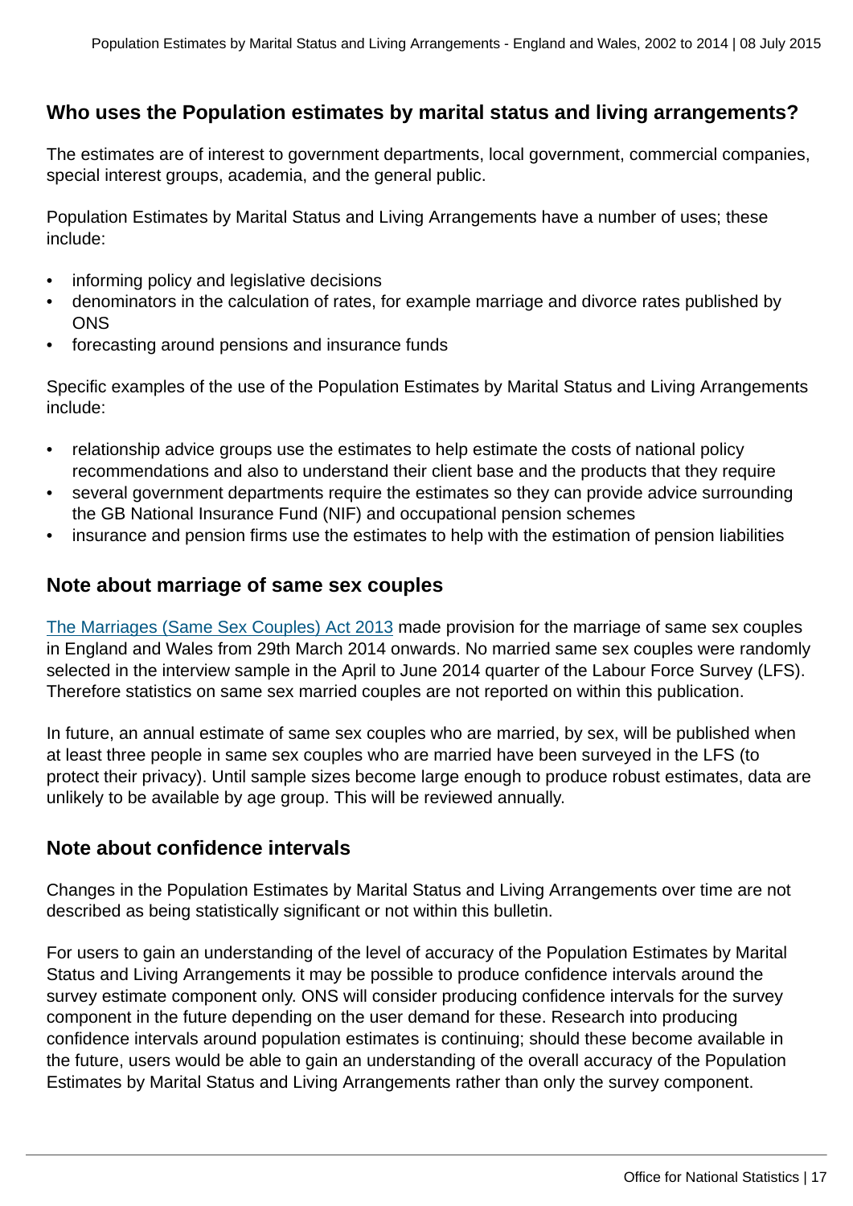## Who uses the Population estimates by marital status and living arrangements?

The estimates are of interest to government departments, local government, commercial companies, special interest groups, academia, and the general public.

Population Estimates by Marital Status and Living Arrangements have a number of uses; these include:

- informing policy and legislative decisions
- denominators in the calculation of rates, for example marriage and divorce rates published by ONS
- forecasting around pensions and insurance funds

Specific examples of the use of the Population Estimates by Marital Status and Living Arrangements include:

- relationship advice groups use the estimates to help estimate the costs of national policy recommendations and also to understand their client base and the products that they require
- several government departments require the estimates so they can provide advice surrounding the GB National Insurance Fund (NIF) and occupational pension schemes
- insurance and pension firms use the estimates to help with the estimation of pension liabilities

## Note about marriage of same sex couples

The Marriages (Same Sex Couples) Act 2013 made provision for the marriage of same sex couples in England and Wales from 29th March 2014 onwards. No married same sex couples were randomly selected in the interview sample in the April to June 2014 quarter of the Labour Force Survey (LFS). Therefore statistics on same sex married couples are not reported on within this publication.

In future, an annual estimate of same sex couples who are married, by sex, will be published when at least three people in same sex couples who are married have been surveyed in the LFS (to protect their privacy). Until sample sizes become large enough to produce robust estimates, data are unlikely to be available by age group. This will be reviewed annually.

## Note about confidence intervals

Changes in the Population Estimates by Marital Status and Living Arrangements over time are not described as being statistically significant or not within this bulletin.

For users to gain an understanding of the level of accuracy of the Population Estimates by Marital Status and Living Arrangements it may be possible to produce confidence intervals around the survey estimate component only. ONS will consider producing confidence intervals for the survey component in the future depending on the user demand for these. Research into producing confidence intervals around population estimates is continuing; should these become available in the future, users would be able to gain an understanding of the overall accuracy of the Population Estimates by Marital Status and Living Arrangements rather than only the survey component.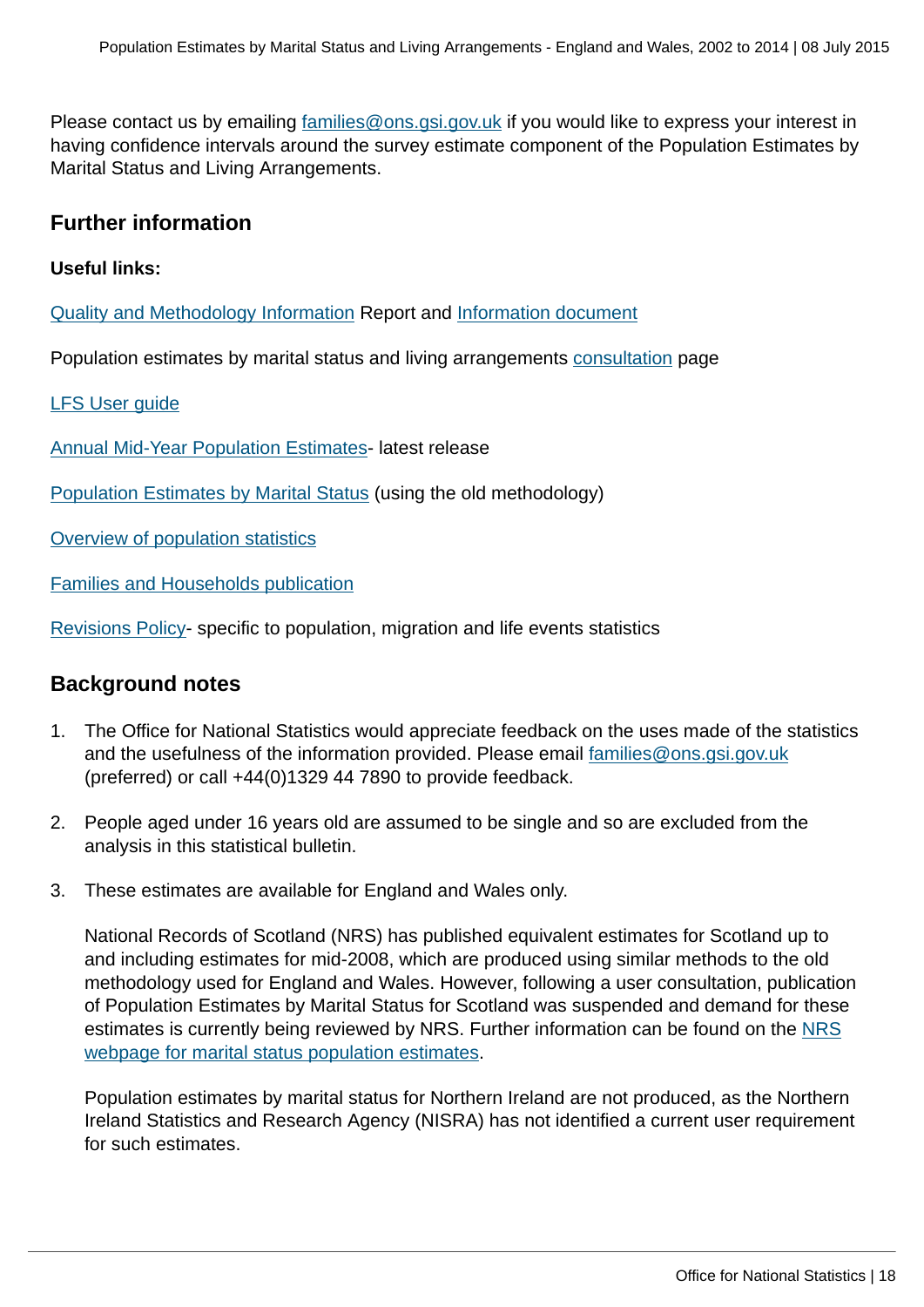Please contact us by emailing families@ons.gsi.gov.uk if you would like to express your interest in having confidence intervals around the survey estimate component of the Population Estimates by Marital Status and Living Arrangements.

## Further information

**Useful links:**

Quality and Methodology Information Report and Information document

Population estimates by marital status and living arrangements consultation page

LFS User guide

Annual Mid-Year Population Estimates- latest release

Population Estimates by Marital Status (using the old methodology)

Overview of population statistics

Families and Households publication

Revisions Policy- specific to population, migration and life events statistics

## Background notes

1. The Office for National Statistics would appreciate feedback on the uses made of the statistics and the usefulness of the information provided. Please email families@ons.gsi.gov.uk (preferred) or call +44(0)1329 44 7890 to provide feedback.

2. People aged under 16 years old are assumed to be single and so are excluded from the analysis in this statistical bulletin.

3. These estimates are available for England and Wales only.

   National Records of Scotland (NRS) has published equivalent estimates for Scotland up to and including estimates for mid-2008, which are produced using similar methods to the old methodology used for England and Wales. However, following a user consultation, publication of Population Estimates by Marital Status for Scotland was suspended and demand for these estimates is currently being reviewed by NRS. Further information can be found on the NRS webpage for marital status population estimates.

   Population estimates by marital status for Northern Ireland are not produced, as the Northern Ireland Statistics and Research Agency (NISRA) has not identified a current user requirement for such estimates.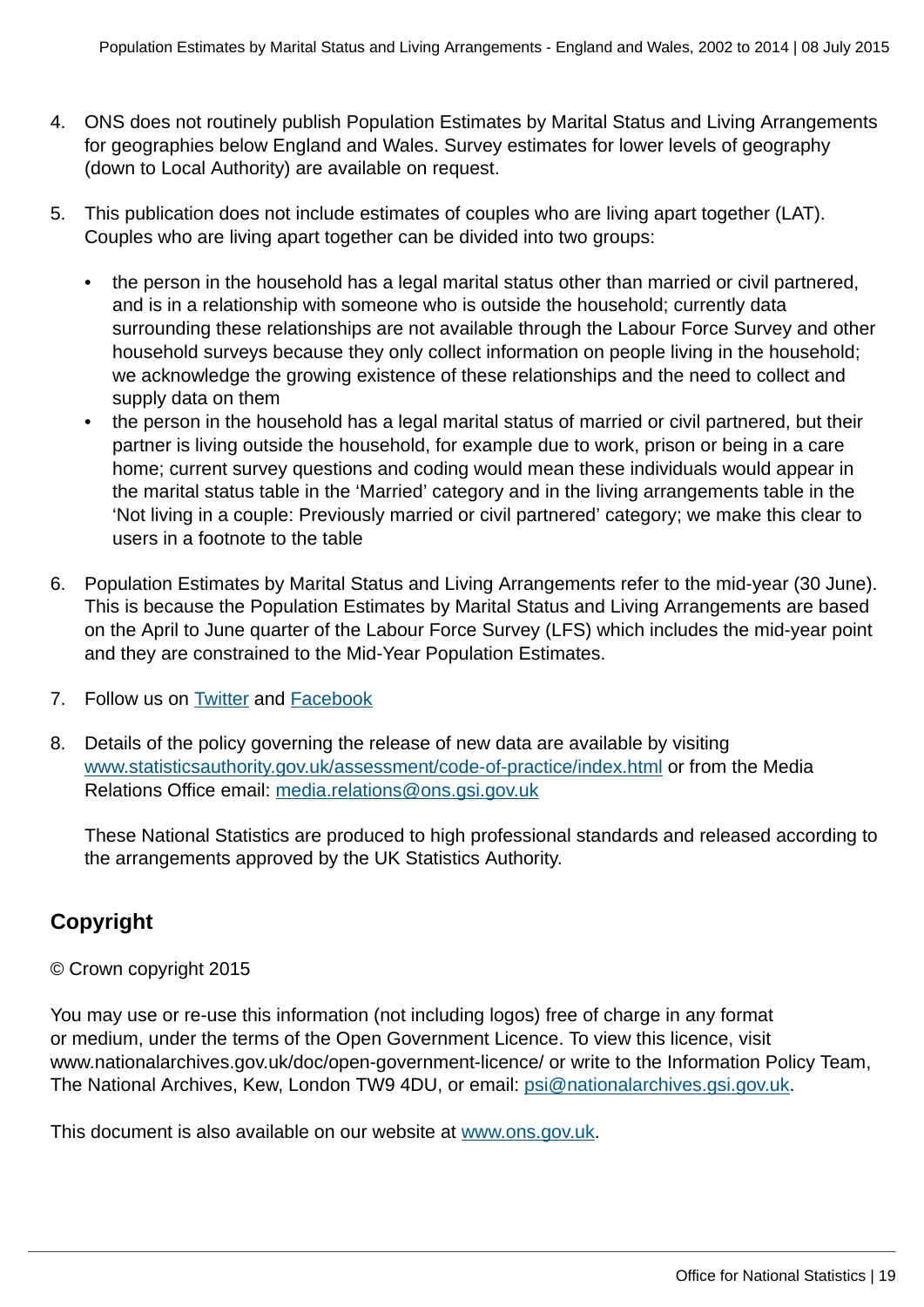4. ONS does not routinely publish Population Estimates by Marital Status and Living Arrangements for geographies below England and Wales. Survey estimates for lower levels of geography (down to Local Authority) are available on request.

5. This publication does not include estimates of couples who are living apart together (LAT). Couples who are living apart together can be divided into two groups:

   - the person in the household has a legal marital status other than married or civil partnered, and is in a relationship with someone who is outside the household; currently data surrounding these relationships are not available through the Labour Force Survey and other household surveys because they only collect information on people living in the household; we acknowledge the growing existence of these relationships and the need to collect and supply data on them
   - the person in the household has a legal marital status of married or civil partnered, but their partner is living outside the household, for example due to work, prison or being in a care home; current survey questions and coding would mean these individuals would appear in the marital status table in the 'Married' category and in the living arrangements table in the 'Not living in a couple: Previously married or civil partnered' category; we make this clear to users in a footnote to the table

6. Population Estimates by Marital Status and Living Arrangements refer to the mid-year (30 June). This is because the Population Estimates by Marital Status and Living Arrangements are based on the April to June quarter of the Labour Force Survey (LFS) which includes the mid-year point and they are constrained to the Mid-Year Population Estimates.

7. Follow us on [Twitter]() and [Facebook]()

8. Details of the policy governing the release of new data are available by visiting [www.statisticsauthority.gov.uk/assessment/code-of-practice/index.html](www.statisticsauthority.gov.uk/assessment/code-of-practice/index.html) or from the Media Relations Office email: [media.relations@ons.gsi.gov.uk](mailto:media.relations@ons.gsi.gov.uk)

   These National Statistics are produced to high professional standards and released according to the arrangements approved by the UK Statistics Authority.

## Copyright

© Crown copyright 2015

You may use or re-use this information (not including logos) free of charge in any format or medium, under the terms of the Open Government Licence. To view this licence, visit www.nationalarchives.gov.uk/doc/open-government-licence/ or write to the Information Policy Team, The National Archives, Kew, London TW9 4DU, or email: [psi@nationalarchives.gsi.gov.uk](mailto:psi@nationalarchives.gsi.gov.uk).

This document is also available on our website at [www.ons.gov.uk](www.ons.gov.uk).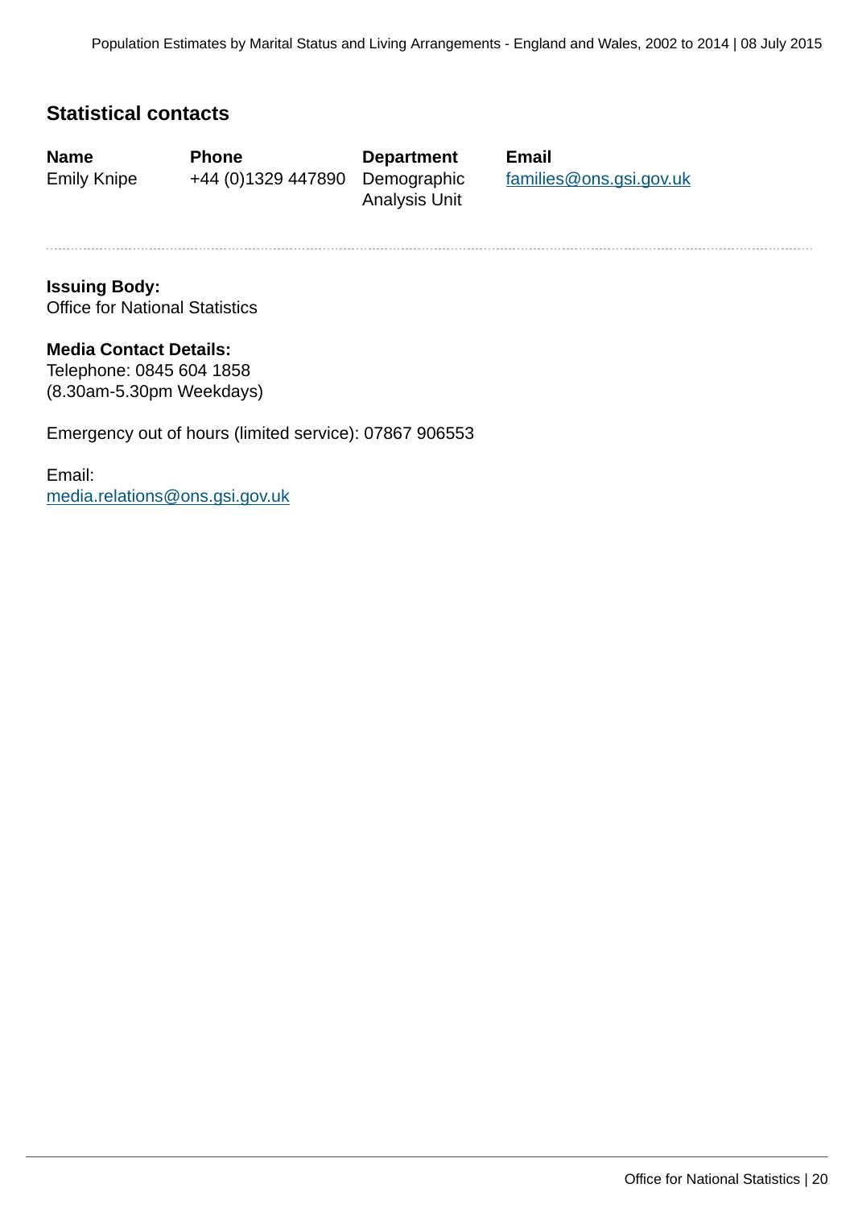## Statistical contacts

| Name | Phone | Department | Email |
|---|---|---|---|
| Emily Knipe | +44 (0)1329 447890 | Demographic Analysis Unit | families@ons.gsi.gov.uk |

**Issuing Body:**
Office for National Statistics

**Media Contact Details:**
Telephone: 0845 604 1858
(8.30am-5.30pm Weekdays)

Emergency out of hours (limited service): 07867 906553

Email:
media.relations@ons.gsi.gov.uk